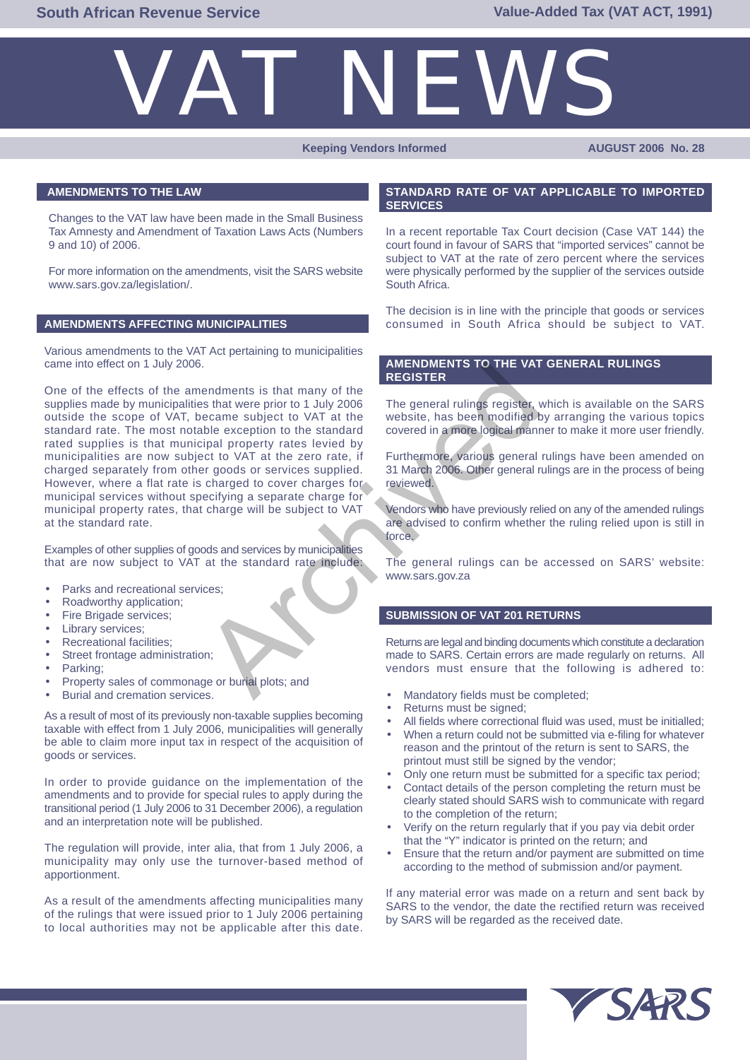# VAT NEWS

**Keeping Vendors Informed** — **AUGUST 2006 No. 28**

## AMENDMENTS TO THE LAW

Changes to the VAT law have been made in the Small Business Tax Amnesty and Amendment of Taxation Laws Acts (Numbers 9 and 10) of 2006.

For more information on the amendments, visit the SARS website www.sars.gov.za/legislation/.

## AMENDMENTS AFFECTING MUNICIPALITIES

Various amendments to the VAT Act pertaining to municipalities came into effect on 1 July 2006.

One of the effects of the amendments is that many of the supplies made by municipalities that were prior to 1 July 2006 outside the scope of VAT, became subject to VAT at the standard rate. The most notable exception to the standard rated supplies is that municipal property rates levied by municipalities are now subject to VAT at the zero rate, if charged separately from other goods or services supplied. However, where a flat rate is charged to cover charges for municipal services without specifying a separate charge for municipal property rates, that charge will be subject to VAT at the standard rate.

Examples of other supplies of goods and services by municipalities that are now subject to VAT at the standard rate include:

- Parks and recreational services;
- Roadworthy application;
- Fire Brigade services;
- Library services;
- Recreational facilities;
- Street frontage administration;
- Parking;
- Property sales of commonage or burial plots; and
- Burial and cremation services.

As a result of most of its previously non-taxable supplies becoming taxable with effect from 1 July 2006, municipalities will generally be able to claim more input tax in respect of the acquisition of goods or services.

In order to provide guidance on the implementation of the amendments and to provide for special rules to apply during the transitional period (1 July 2006 to 31 December 2006), a regulation and an interpretation note will be published.

The regulation will provide, inter alia, that from 1 July 2006, a municipality may only use the turnover-based method of apportionment.

As a result of the amendments affecting municipalities many of the rulings that were issued prior to 1 July 2006 pertaining to local authorities may not be applicable after this date.

## STANDARD RATE OF VAT APPLICABLE TO IMPORTED SERVICES

In a recent reportable Tax Court decision (Case VAT 144) the court found in favour of SARS that "imported services" cannot be subject to VAT at the rate of zero percent where the services were physically performed by the supplier of the services outside South Africa.

The decision is in line with the principle that goods or services consumed in South Africa should be subject to VAT.

## AMENDMENTS TO THE VAT GENERAL RULINGS REGISTER

The general rulings register, which is available on the SARS website, has been modified by arranging the various topics covered in a more logical manner to make it more user friendly.

Furthermore, various general rulings have been amended on 31 March 2006. Other general rulings are in the process of being reviewed.

Vendors who have previously relied on any of the amended rulings are advised to confirm whether the ruling relied upon is still in force.

The general rulings can be accessed on SARS' website: www.sars.gov.za

## SUBMISSION OF VAT 201 RETURNS

Returns are legal and binding documents which constitute a declaration made to SARS. Certain errors are made regularly on returns. All vendors must ensure that the following is adhered to:

- Mandatory fields must be completed;
- Returns must be signed;
- All fields where correctional fluid was used, must be initialled;
- When a return could not be submitted via e-filing for whatever reason and the printout of the return is sent to SARS, the printout must still be signed by the vendor;
- Only one return must be submitted for a specific tax period;
- Contact details of the person completing the return must be clearly stated should SARS wish to communicate with regard to the completion of the return;
- Verify on the return regularly that if you pay via debit order that the "Y" indicator is printed on the return; and
- Ensure that the return and/or payment are submitted on time according to the method of submission and/or payment.

If any material error was made on a return and sent back by SARS to the vendor, the date the rectified return was received by SARS will be regarded as the received date.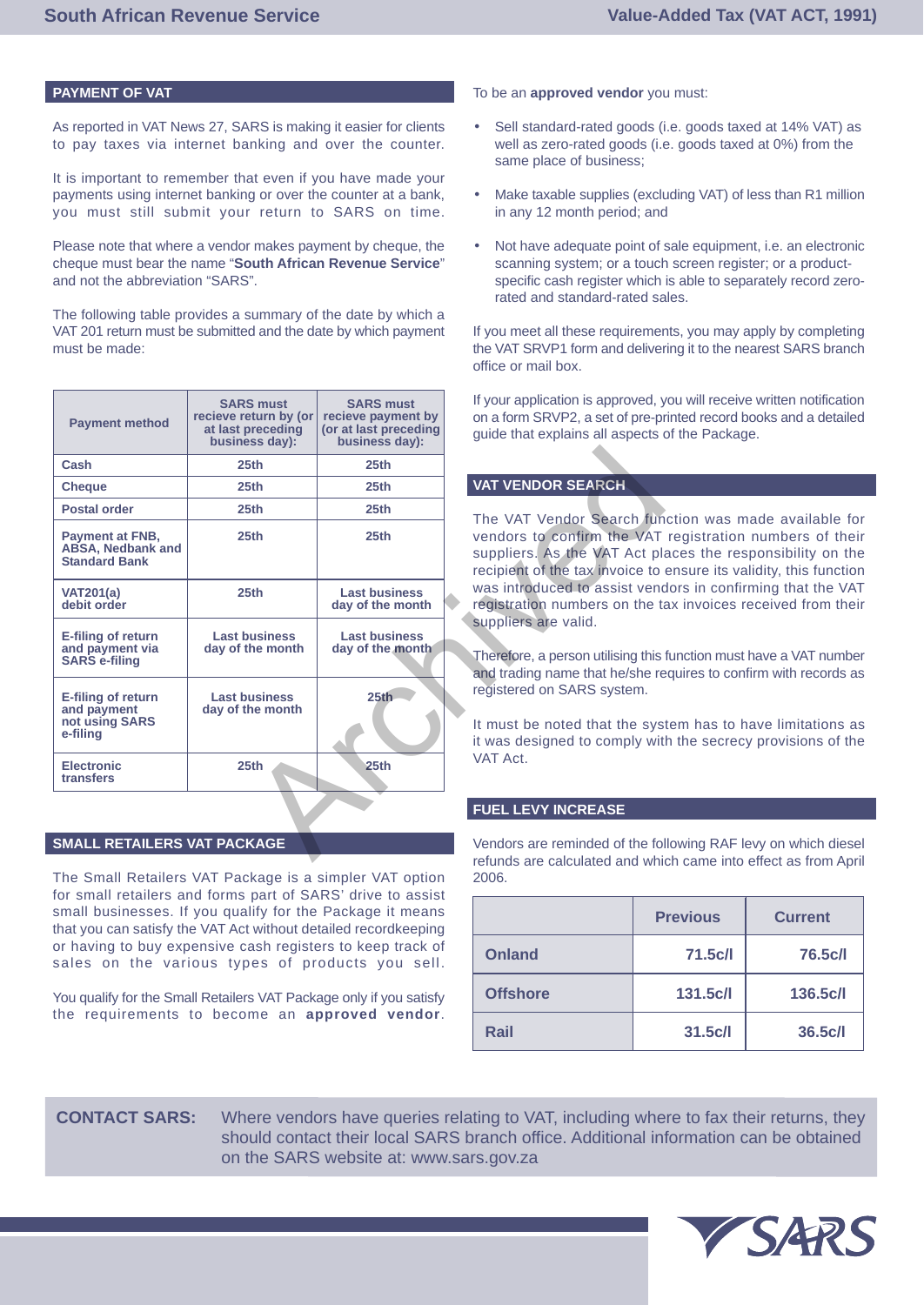## PAYMENT OF VAT

As reported in VAT News 27, SARS is making it easier for clients to pay taxes via internet banking and over the counter.

It is important to remember that even if you have made your payments using internet banking or over the counter at a bank, you must still submit your return to SARS on time.

Please note that where a vendor makes payment by cheque, the cheque must bear the name "**South African Revenue Service**" and not the abbreviation "SARS".

The following table provides a summary of the date by which a VAT 201 return must be submitted and the date by which payment must be made:

| Payment method | SARS must recieve return by (or at last preceding business day): | SARS must recieve payment by (or at last preceding business day): |
|---|---|---|
| Cash | 25th | 25th |
| Cheque | 25th | 25th |
| Postal order | 25th | 25th |
| Payment at FNB, ABSA, Nedbank and Standard Bank | 25th | 25th |
| VAT201(a) debit order | 25th | Last business day of the month |
| E-filing of return and payment via SARS e-filing | Last business day of the month | Last business day of the month |
| E-filing of return and payment not using SARS e-filing | Last business day of the month | 25th |
| Electronic transfers | 25th | 25th |

## SMALL RETAILERS VAT PACKAGE

The Small Retailers VAT Package is a simpler VAT option for small retailers and forms part of SARS' drive to assist small businesses. If you qualify for the Package it means that you can satisfy the VAT Act without detailed recordkeeping or having to buy expensive cash registers to keep track of sales on the various types of products you sell.

You qualify for the Small Retailers VAT Package only if you satisfy the requirements to become an **approved vendor**.

To be an **approved vendor** you must:

- Sell standard-rated goods (i.e. goods taxed at 14% VAT) as well as zero-rated goods (i.e. goods taxed at 0%) from the same place of business;
- Make taxable supplies (excluding VAT) of less than R1 million in any 12 month period; and
- Not have adequate point of sale equipment, i.e. an electronic scanning system; or a touch screen register; or a product-specific cash register which is able to separately record zero-rated and standard-rated sales.

If you meet all these requirements, you may apply by completing the VAT SRVP1 form and delivering it to the nearest SARS branch office or mail box.

If your application is approved, you will receive written notification on a form SRVP2, a set of pre-printed record books and a detailed guide that explains all aspects of the Package.

## VAT VENDOR SEARCH

The VAT Vendor Search function was made available for vendors to confirm the VAT registration numbers of their suppliers. As the VAT Act places the responsibility on the recipient of the tax invoice to ensure its validity, this function was introduced to assist vendors in confirming that the VAT registration numbers on the tax invoices received from their suppliers are valid.

Therefore, a person utilising this function must have a VAT number and trading name that he/she requires to confirm with records as registered on SARS system.

It must be noted that the system has to have limitations as it was designed to comply with the secrecy provisions of the VAT Act.

## FUEL LEVY INCREASE

Vendors are reminded of the following RAF levy on which diesel refunds are calculated and which came into effect as from April 2006.

| | Previous | Current |
|---|---|---|
| Onland | 71.5c/l | 76.5c/l |
| Offshore | 131.5c/l | 136.5c/l |
| Rail | 31.5c/l | 36.5c/l |

**CONTACT SARS:** Where vendors have queries relating to VAT, including where to fax their returns, they should contact their local SARS branch office. Additional information can be obtained on the SARS website at: www.sars.gov.za